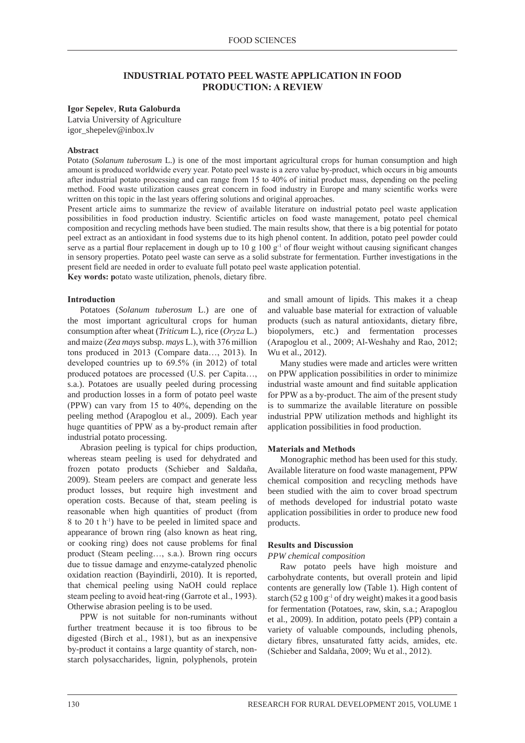# INDUSTRIAL POTATO PEEL WASTE APPLICATION IN FOOD PRODUCTION: A REVIEW

**Igor Sepelev**, **Ruta Galoburda**
Latvia University of Agriculture
igor_shepelev@inbox.lv

**Abstract**

Potato (*Solanum tuberosum* L.) is one of the most important agricultural crops for human consumption and high amount is produced worldwide every year. Potato peel waste is a zero value by-product, which occurs in big amounts after industrial potato processing and can range from 15 to 40% of initial product mass, depending on the peeling method. Food waste utilization causes great concern in food industry in Europe and many scientific works were written on this topic in the last years offering solutions and original approaches.

Present article aims to summarize the review of available literature on industrial potato peel waste application possibilities in food production industry. Scientific articles on food waste management, potato peel chemical composition and recycling methods have been studied. The main results show, that there is a big potential for potato peel extract as an antioxidant in food systems due to its high phenol content. In addition, potato peel powder could serve as a partial flour replacement in dough up to 10 g 100 g$^{-1}$ of flour weight without causing significant changes in sensory properties. Potato peel waste can serve as a solid substrate for fermentation. Further investigations in the present field are needed in order to evaluate full potato peel waste application potential.

**Key words: p**otato waste utilization, phenols, dietary fibre.

## Introduction

Potatoes (*Solanum tuberosum* L.) are one of the most important agricultural crops for human consumption after wheat (*Triticum* L.), rice (*Oryza* L.) and maize (*Zea mays* subsp. *mays* L.), with 376 million tons produced in 2013 (Compare data…, 2013). In developed countries up to 69.5% (in 2012) of total produced potatoes are processed (U.S. per Capita…, s.a.). Potatoes are usually peeled during processing and production losses in a form of potato peel waste (PPW) can vary from 15 to 40%, depending on the peeling method (Arapoglou et al., 2009). Each year huge quantities of PPW as a by-product remain after industrial potato processing.

Abrasion peeling is typical for chips production, whereas steam peeling is used for dehydrated and frozen potato products (Schieber and Saldaña, 2009). Steam peelers are compact and generate less product losses, but require high investment and operation costs. Because of that, steam peeling is reasonable when high quantities of product (from 8 to 20 t h$^{-1}$) have to be peeled in limited space and appearance of brown ring (also known as heat ring, or cooking ring) does not cause problems for final product (Steam peeling…, s.a.). Brown ring occurs due to tissue damage and enzyme-catalyzed phenolic oxidation reaction (Bayindirli, 2010). It is reported, that chemical peeling using NaOH could replace steam peeling to avoid heat-ring (Garrote et al., 1993). Otherwise abrasion peeling is to be used.

PPW is not suitable for non-ruminants without further treatment because it is too fibrous to be digested (Birch et al., 1981), but as an inexpensive by-product it contains a large quantity of starch, non-starch polysaccharides, lignin, polyphenols, protein and small amount of lipids. This makes it a cheap and valuable base material for extraction of valuable products (such as natural antioxidants, dietary fibre, biopolymers, etc.) and fermentation processes (Arapoglou et al., 2009; Al-Weshahy and Rao, 2012; Wu et al., 2012).

Many studies were made and articles were written on PPW application possibilities in order to minimize industrial waste amount and find suitable application for PPW as a by-product. The aim of the present study is to summarize the available literature on possible industrial PPW utilization methods and highlight its application possibilities in food production.

## Materials and Methods

Monographic method has been used for this study. Available literature on food waste management, PPW chemical composition and recycling methods have been studied with the aim to cover broad spectrum of methods developed for industrial potato waste application possibilities in order to produce new food products.

## Results and Discussion

### *PPW chemical composition*

Raw potato peels have high moisture and carbohydrate contents, but overall protein and lipid contents are generally low (Table 1). High content of starch (52 g 100 g$^{-1}$ of dry weight) makes it a good basis for fermentation (Potatoes, raw, skin, s.a.; Arapoglou et al., 2009). In addition, potato peels (PP) contain a variety of valuable compounds, including phenols, dietary fibres, unsaturated fatty acids, amides, etc. (Schieber and Saldaña, 2009; Wu et al., 2012).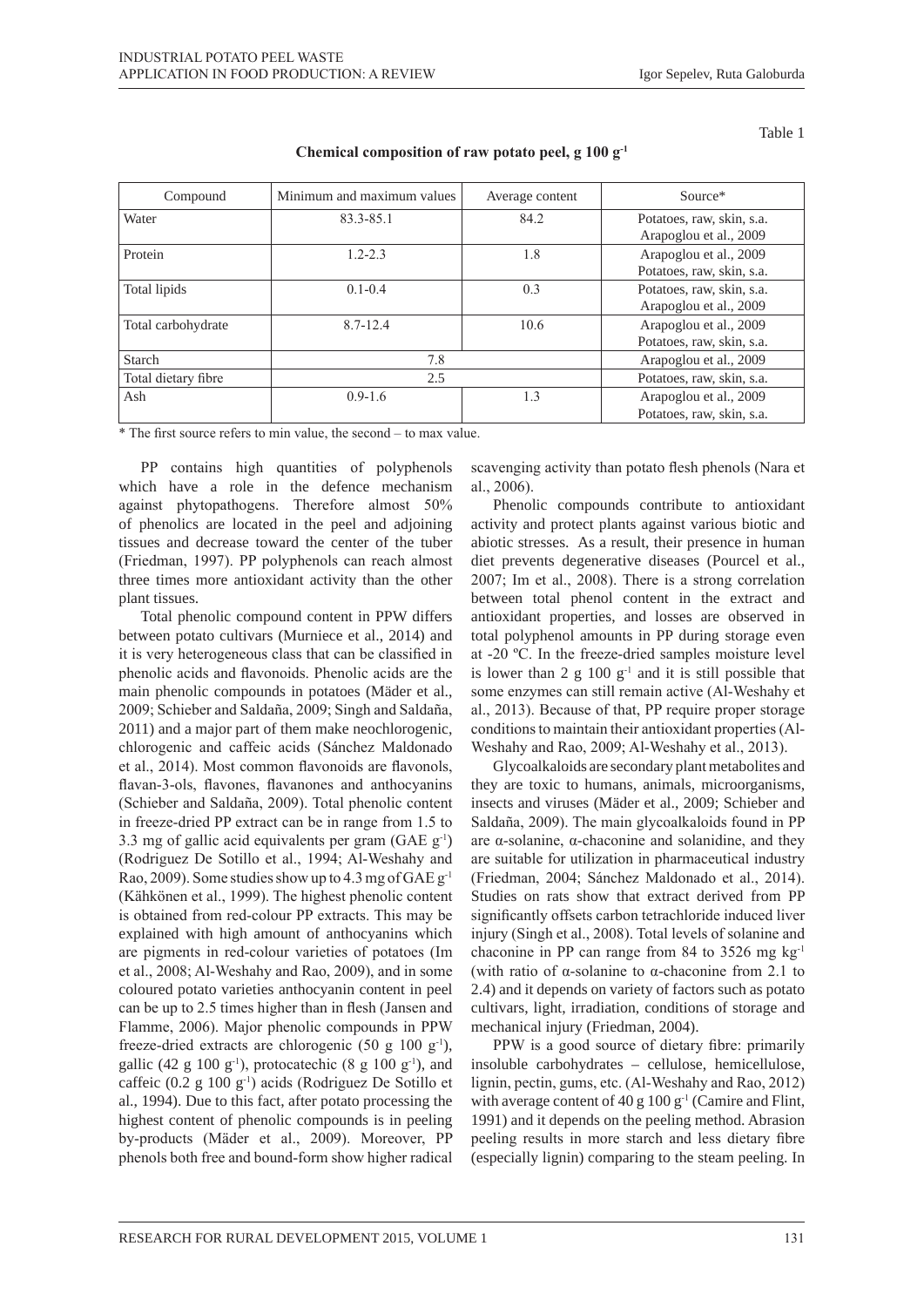Table 1

**Chemical composition of raw potato peel, g 100 g$^{-1}$**

| Compound | Minimum and maximum values | Average content | Source* |
|---|---|---|---|
| Water | 83.3-85.1 | 84.2 | Potatoes, raw, skin, s.a. Arapoglou et al., 2009 |
| Protein | 1.2-2.3 | 1.8 | Arapoglou et al., 2009 Potatoes, raw, skin, s.a. |
| Total lipids | 0.1-0.4 | 0.3 | Potatoes, raw, skin, s.a. Arapoglou et al., 2009 |
| Total carbohydrate | 8.7-12.4 | 10.6 | Arapoglou et al., 2009 Potatoes, raw, skin, s.a. |
| Starch | 7.8 | | Arapoglou et al., 2009 |
| Total dietary fibre | 2.5 | | Potatoes, raw, skin, s.a. |
| Ash | 0.9-1.6 | 1.3 | Arapoglou et al., 2009 Potatoes, raw, skin, s.a. |

\* The first source refers to min value, the second – to max value.

PP contains high quantities of polyphenols which have a role in the defence mechanism against phytopathogens. Therefore almost 50% of phenolics are located in the peel and adjoining tissues and decrease toward the center of the tuber (Friedman, 1997). PP polyphenols can reach almost three times more antioxidant activity than the other plant tissues.

Total phenolic compound content in PPW differs between potato cultivars (Murniece et al., 2014) and it is very heterogeneous class that can be classified in phenolic acids and flavonoids. Phenolic acids are the main phenolic compounds in potatoes (Mäder et al., 2009; Schieber and Saldaña, 2009; Singh and Saldaña, 2011) and a major part of them make neochlorogenic, chlorogenic and caffeic acids (Sánchez Maldonado et al., 2014). Most common flavonoids are flavonols, flavan-3-ols, flavones, flavanones and anthocyanins (Schieber and Saldaña, 2009). Total phenolic content in freeze-dried PP extract can be in range from 1.5 to 3.3 mg of gallic acid equivalents per gram (GAE g$^{-1}$) (Rodriguez De Sotillo et al., 1994; Al-Weshahy and Rao, 2009). Some studies show up to 4.3 mg of GAE g$^{-1}$ (Kähkönen et al., 1999). The highest phenolic content is obtained from red-colour PP extracts. This may be explained with high amount of anthocyanins which are pigments in red-colour varieties of potatoes (Im et al., 2008; Al-Weshahy and Rao, 2009), and in some coloured potato varieties anthocyanin content in peel can be up to 2.5 times higher than in flesh (Jansen and Flamme, 2006). Major phenolic compounds in PPW freeze-dried extracts are chlorogenic (50 g 100 g$^{-1}$), gallic (42 g 100 g$^{-1}$), protocatechic (8 g 100 g$^{-1}$), and caffeic (0.2 g 100 g$^{-1}$) acids (Rodriguez De Sotillo et al., 1994). Due to this fact, after potato processing the highest content of phenolic compounds is in peeling by-products (Mäder et al., 2009). Moreover, PP phenols both free and bound-form show higher radical scavenging activity than potato flesh phenols (Nara et al., 2006).

Phenolic compounds contribute to antioxidant activity and protect plants against various biotic and abiotic stresses. As a result, their presence in human diet prevents degenerative diseases (Pourcel et al., 2007; Im et al., 2008). There is a strong correlation between total phenol content in the extract and antioxidant properties, and losses are observed in total polyphenol amounts in PP during storage even at -20 ºC. In the freeze-dried samples moisture level is lower than 2 g 100 g$^{-1}$ and it is still possible that some enzymes can still remain active (Al-Weshahy et al., 2013). Because of that, PP require proper storage conditions to maintain their antioxidant properties (Al-Weshahy and Rao, 2009; Al-Weshahy et al., 2013).

Glycoalkaloids are secondary plant metabolites and they are toxic to humans, animals, microorganisms, insects and viruses (Mäder et al., 2009; Schieber and Saldaña, 2009). The main glycoalkaloids found in PP are α-solanine, α-chaconine and solanidine, and they are suitable for utilization in pharmaceutical industry (Friedman, 2004; Sánchez Maldonado et al., 2014). Studies on rats show that extract derived from PP significantly offsets carbon tetrachloride induced liver injury (Singh et al., 2008). Total levels of solanine and chaconine in PP can range from 84 to 3526 mg kg$^{-1}$ (with ratio of α-solanine to α-chaconine from 2.1 to 2.4) and it depends on variety of factors such as potato cultivars, light, irradiation, conditions of storage and mechanical injury (Friedman, 2004).

PPW is a good source of dietary fibre: primarily insoluble carbohydrates – cellulose, hemicellulose, lignin, pectin, gums, etc. (Al-Weshahy and Rao, 2012) with average content of 40 g 100 g$^{-1}$ (Camire and Flint, 1991) and it depends on the peeling method. Abrasion peeling results in more starch and less dietary fibre (especially lignin) comparing to the steam peeling. In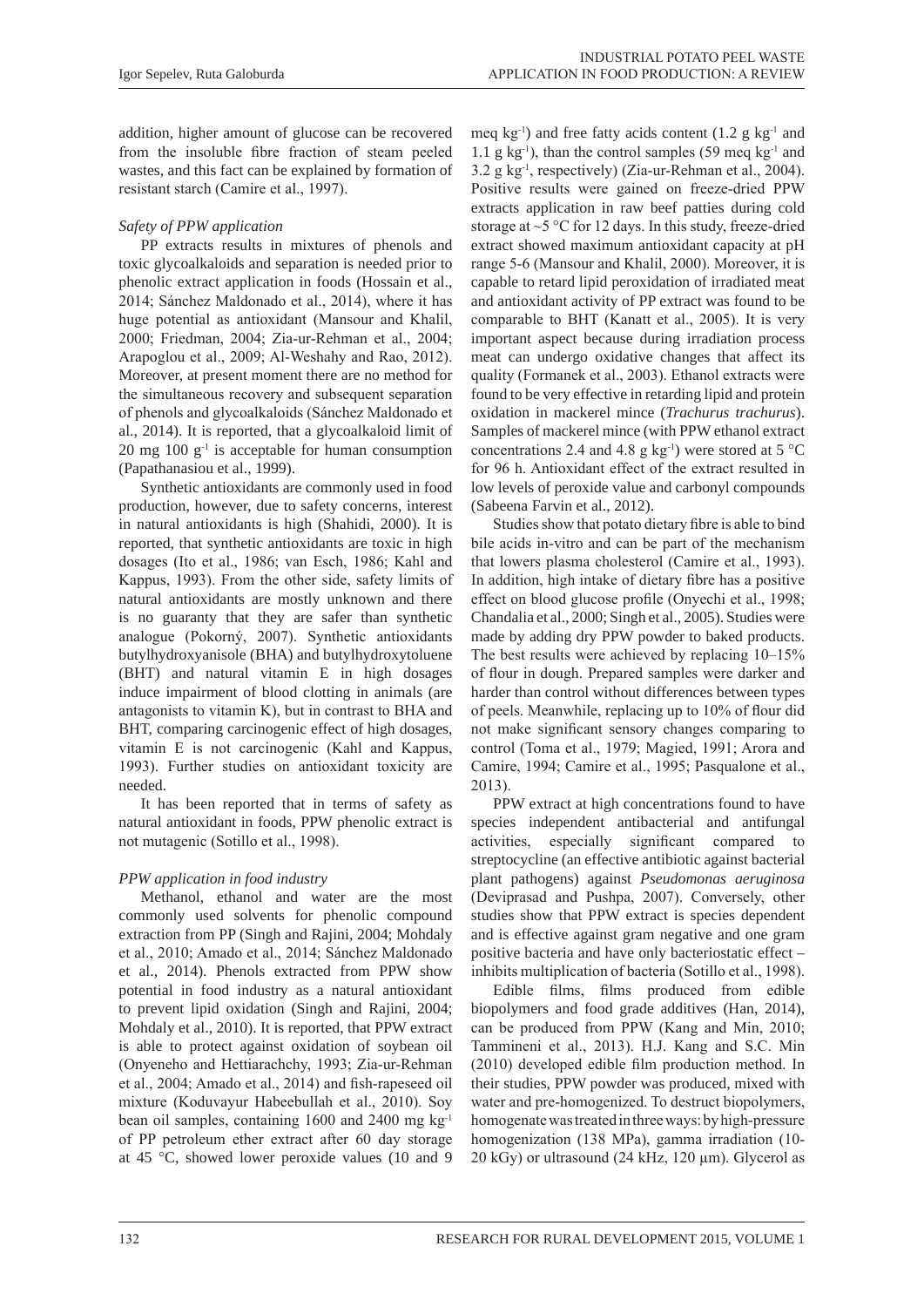addition, higher amount of glucose can be recovered from the insoluble fibre fraction of steam peeled wastes, and this fact can be explained by formation of resistant starch (Camire et al., 1997).

*Safety of PPW application*

PP extracts results in mixtures of phenols and toxic glycoalkaloids and separation is needed prior to phenolic extract application in foods (Hossain et al., 2014; Sánchez Maldonado et al., 2014), where it has huge potential as antioxidant (Mansour and Khalil, 2000; Friedman, 2004; Zia-ur-Rehman et al., 2004; Arapoglou et al., 2009; Al-Weshahy and Rao, 2012). Moreover, at present moment there are no method for the simultaneous recovery and subsequent separation of phenols and glycoalkaloids (Sánchez Maldonado et al., 2014). It is reported, that a glycoalkaloid limit of 20 mg 100 $g^{-1}$ is acceptable for human consumption (Papathanasiou et al., 1999).

Synthetic antioxidants are commonly used in food production, however, due to safety concerns, interest in natural antioxidants is high (Shahidi, 2000). It is reported, that synthetic antioxidants are toxic in high dosages (Ito et al., 1986; van Esch, 1986; Kahl and Kappus, 1993). From the other side, safety limits of natural antioxidants are mostly unknown and there is no guaranty that they are safer than synthetic analogue (Pokorný, 2007). Synthetic antioxidants butylhydroxyanisole (BHA) and butylhydroxytoluene (BHT) and natural vitamin E in high dosages induce impairment of blood clotting in animals (are antagonists to vitamin K), but in contrast to BHA and BHT, comparing carcinogenic effect of high dosages, vitamin E is not carcinogenic (Kahl and Kappus, 1993). Further studies on antioxidant toxicity are needed.

It has been reported that in terms of safety as natural antioxidant in foods, PPW phenolic extract is not mutagenic (Sotillo et al., 1998).

*PPW application in food industry*

Methanol, ethanol and water are the most commonly used solvents for phenolic compound extraction from PP (Singh and Rajini, 2004; Mohdaly et al., 2010; Amado et al., 2014; Sánchez Maldonado et al., 2014). Phenols extracted from PPW show potential in food industry as a natural antioxidant to prevent lipid oxidation (Singh and Rajini, 2004; Mohdaly et al., 2010). It is reported, that PPW extract is able to protect against oxidation of soybean oil (Onyeneho and Hettiarachchy, 1993; Zia-ur-Rehman et al., 2004; Amado et al., 2014) and fish-rapeseed oil mixture (Koduvayur Habeebullah et al., 2010). Soy bean oil samples, containing 1600 and 2400 mg $kg^{-1}$ of PP petroleum ether extract after 60 day storage at 45 °C, showed lower peroxide values (10 and 9 meq $kg^{-1}$) and free fatty acids content (1.2 g $kg^{-1}$ and 1.1 g $kg^{-1}$), than the control samples (59 meq $kg^{-1}$ and 3.2 g $kg^{-1}$, respectively) (Zia-ur-Rehman et al., 2004). Positive results were gained on freeze-dried PPW extracts application in raw beef patties during cold storage at ~5 °C for 12 days. In this study, freeze-dried extract showed maximum antioxidant capacity at pH range 5-6 (Mansour and Khalil, 2000). Moreover, it is capable to retard lipid peroxidation of irradiated meat and antioxidant activity of PP extract was found to be comparable to BHT (Kanatt et al., 2005). It is very important aspect because during irradiation process meat can undergo oxidative changes that affect its quality (Formanek et al., 2003). Ethanol extracts were found to be very effective in retarding lipid and protein oxidation in mackerel mince (*Trachurus trachurus*). Samples of mackerel mince (with PPW ethanol extract concentrations 2.4 and 4.8 g $kg^{-1}$) were stored at 5 °C for 96 h. Antioxidant effect of the extract resulted in low levels of peroxide value and carbonyl compounds (Sabeena Farvin et al., 2012).

Studies show that potato dietary fibre is able to bind bile acids in-vitro and can be part of the mechanism that lowers plasma cholesterol (Camire et al., 1993). In addition, high intake of dietary fibre has a positive effect on blood glucose profile (Onyechi et al., 1998; Chandalia et al., 2000; Singh et al., 2005). Studies were made by adding dry PPW powder to baked products. The best results were achieved by replacing 10–15% of flour in dough. Prepared samples were darker and harder than control without differences between types of peels. Meanwhile, replacing up to 10% of flour did not make significant sensory changes comparing to control (Toma et al., 1979; Magied, 1991; Arora and Camire, 1994; Camire et al., 1995; Pasqualone et al., 2013).

PPW extract at high concentrations found to have species independent antibacterial and antifungal activities, especially significant compared to streptocycline (an effective antibiotic against bacterial plant pathogens) against *Pseudomonas aeruginosa* (Deviprasad and Pushpa, 2007). Conversely, other studies show that PPW extract is species dependent and is effective against gram negative and one gram positive bacteria and have only bacteriostatic effect – inhibits multiplication of bacteria (Sotillo et al., 1998).

Edible films, films produced from edible biopolymers and food grade additives (Han, 2014), can be produced from PPW (Kang and Min, 2010; Tammineni et al., 2013). H.J. Kang and S.C. Min (2010) developed edible film production method. In their studies, PPW powder was produced, mixed with water and pre-homogenized. To destruct biopolymers, homogenate was treated in three ways: by high-pressure homogenization (138 MPa), gamma irradiation (10-20 kGy) or ultrasound (24 kHz, 120 µm). Glycerol as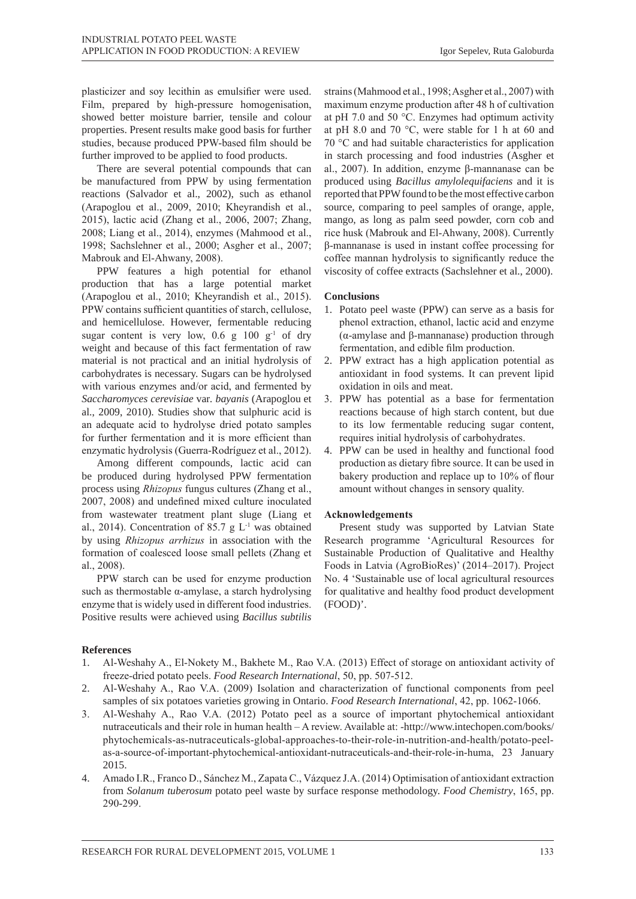plasticizer and soy lecithin as emulsifier were used. Film, prepared by high-pressure homogenisation, showed better moisture barrier, tensile and colour properties. Present results make good basis for further studies, because produced PPW-based film should be further improved to be applied to food products.

There are several potential compounds that can be manufactured from PPW by using fermentation reactions (Salvador et al., 2002), such as ethanol (Arapoglou et al., 2009, 2010; Kheyrandish et al., 2015), lactic acid (Zhang et al., 2006, 2007; Zhang, 2008; Liang et al., 2014), enzymes (Mahmood et al., 1998; Sachslehner et al., 2000; Asgher et al., 2007; Mabrouk and El-Ahwany, 2008).

PPW features a high potential for ethanol production that has a large potential market (Arapoglou et al., 2010; Kheyrandish et al., 2015). PPW contains sufficient quantities of starch, cellulose, and hemicellulose. However, fermentable reducing sugar content is very low, 0.6 g 100 $g^{-1}$ of dry weight and because of this fact fermentation of raw material is not practical and an initial hydrolysis of carbohydrates is necessary. Sugars can be hydrolysed with various enzymes and/or acid, and fermented by *Saccharomyces cerevisiae* var. *bayanis* (Arapoglou et al., 2009, 2010). Studies show that sulphuric acid is an adequate acid to hydrolyse dried potato samples for further fermentation and it is more efficient than enzymatic hydrolysis (Guerra-Rodríguez et al., 2012).

Among different compounds, lactic acid can be produced during hydrolysed PPW fermentation process using *Rhizopus* fungus cultures (Zhang et al., 2007, 2008) and undefined mixed culture inoculated from wastewater treatment plant sluge (Liang et al., 2014). Concentration of 85.7 g $L^{-1}$ was obtained by using *Rhizopus arrhizus* in association with the formation of coalesced loose small pellets (Zhang et al., 2008).

PPW starch can be used for enzyme production such as thermostable α-amylase, a starch hydrolysing enzyme that is widely used in different food industries. Positive results were achieved using *Bacillus subtilis* strains (Mahmood et al., 1998; Asgher et al., 2007) with maximum enzyme production after 48 h of cultivation at pH 7.0 and 50 °C. Enzymes had optimum activity at pH 8.0 and 70 °C, were stable for 1 h at 60 and 70 °C and had suitable characteristics for application in starch processing and food industries (Asgher et al., 2007). In addition, enzyme β-mannanase can be produced using *Bacillus amylolequifaciens* and it is reported that PPW found to be the most effective carbon source, comparing to peel samples of orange, apple, mango, as long as palm seed powder, corn cob and rice husk (Mabrouk and El-Ahwany, 2008). Currently β-mannanase is used in instant coffee processing for coffee mannan hydrolysis to significantly reduce the viscosity of coffee extracts (Sachslehner et al., 2000).

## Conclusions

1. Potato peel waste (PPW) can serve as a basis for phenol extraction, ethanol, lactic acid and enzyme (α-amylase and β-mannanase) production through fermentation, and edible film production.
2. PPW extract has a high application potential as antioxidant in food systems. It can prevent lipid oxidation in oils and meat.
3. PPW has potential as a base for fermentation reactions because of high starch content, but due to its low fermentable reducing sugar content, requires initial hydrolysis of carbohydrates.
4. PPW can be used in healthy and functional food production as dietary fibre source. It can be used in bakery production and replace up to 10% of flour amount without changes in sensory quality.

## Acknowledgements

Present study was supported by Latvian State Research programme 'Agricultural Resources for Sustainable Production of Qualitative and Healthy Foods in Latvia (AgroBioRes)' (2014–2017). Project No. 4 'Sustainable use of local agricultural resources for qualitative and healthy food product development (FOOD)'.

## References

1. Al-Weshahy A., El-Nokety M., Bakhete M., Rao V.A. (2013) Effect of storage on antioxidant activity of freeze-dried potato peels. *Food Research International*, 50, pp. 507-512.
2. Al-Weshahy A., Rao V.A. (2009) Isolation and characterization of functional components from peel samples of six potatoes varieties growing in Ontario. *Food Research International*, 42, pp. 1062-1066.
3. Al-Weshahy A., Rao V.A. (2012) Potato peel as a source of important phytochemical antioxidant nutraceuticals and their role in human health – A review. Available at: -http://www.intechopen.com/books/phytochemicals-as-nutraceuticals-global-approaches-to-their-role-in-nutrition-and-health/potato-peel-as-a-source-of-important-phytochemical-antioxidant-nutraceuticals-and-their-role-in-huma, 23 January 2015.
4. Amado I.R., Franco D., Sánchez M., Zapata C., Vázquez J.A. (2014) Optimisation of antioxidant extraction from *Solanum tuberosum* potato peel waste by surface response methodology. *Food Chemistry*, 165, pp. 290-299.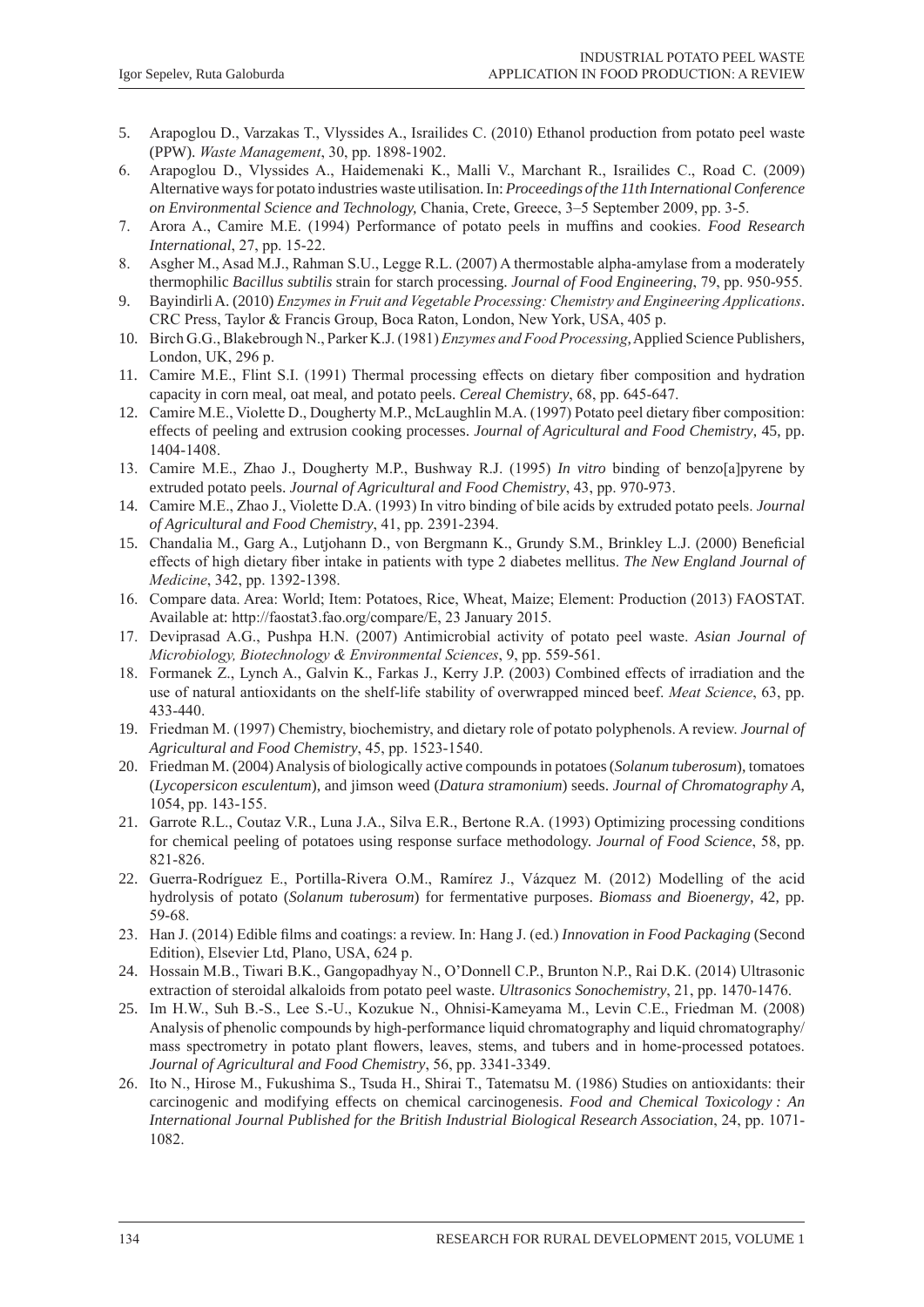5. Arapoglou D., Varzakas T., Vlyssides A., Israilides C. (2010) Ethanol production from potato peel waste (PPW). *Waste Management*, 30, pp. 1898-1902.
6. Arapoglou D., Vlyssides A., Haidemenaki K., Malli V., Marchant R., Israilides C., Road C. (2009) Alternative ways for potato industries waste utilisation. In: *Proceedings of the 11th International Conference on Environmental Science and Technology,* Chania, Crete, Greece, 3–5 September 2009, pp. 3-5.
7. Arora A., Camire M.E. (1994) Performance of potato peels in muffins and cookies. *Food Research International*, 27, pp. 15-22.
8. Asgher M., Asad M.J., Rahman S.U., Legge R.L. (2007) A thermostable alpha-amylase from a moderately thermophilic *Bacillus subtilis* strain for starch processing. *Journal of Food Engineering*, 79, pp. 950-955.
9. Bayindirli A. (2010) *Enzymes in Fruit and Vegetable Processing: Chemistry and Engineering Applications*. CRC Press, Taylor & Francis Group, Boca Raton, London, New York, USA, 405 p.
10. Birch G.G., Blakebrough N., Parker K.J. (1981) *Enzymes and Food Processing,* Applied Science Publishers, London, UK, 296 p.
11. Camire M.E., Flint S.I. (1991) Thermal processing effects on dietary fiber composition and hydration capacity in corn meal, oat meal, and potato peels. *Cereal Chemistry*, 68, pp. 645-647.
12. Camire M.E., Violette D., Dougherty M.P., McLaughlin M.A. (1997) Potato peel dietary fiber composition: effects of peeling and extrusion cooking processes. *Journal of Agricultural and Food Chemistry*, 45, pp. 1404-1408.
13. Camire M.E., Zhao J., Dougherty M.P., Bushway R.J. (1995) *In vitro* binding of benzo[a]pyrene by extruded potato peels. *Journal of Agricultural and Food Chemistry*, 43, pp. 970-973.
14. Camire M.E., Zhao J., Violette D.A. (1993) In vitro binding of bile acids by extruded potato peels. *Journal of Agricultural and Food Chemistry*, 41, pp. 2391-2394.
15. Chandalia M., Garg A., Lutjohann D., von Bergmann K., Grundy S.M., Brinkley L.J. (2000) Beneficial effects of high dietary fiber intake in patients with type 2 diabetes mellitus. *The New England Journal of Medicine*, 342, pp. 1392-1398.
16. Compare data. Area: World; Item: Potatoes, Rice, Wheat, Maize; Element: Production (2013) FAOSTAT. Available at: http://faostat3.fao.org/compare/E, 23 January 2015.
17. Deviprasad A.G., Pushpa H.N. (2007) Antimicrobial activity of potato peel waste. *Asian Journal of Microbiology, Biotechnology & Environmental Sciences*, 9, pp. 559-561.
18. Formanek Z., Lynch A., Galvin K., Farkas J., Kerry J.P. (2003) Combined effects of irradiation and the use of natural antioxidants on the shelf-life stability of overwrapped minced beef. *Meat Science*, 63, pp. 433-440.
19. Friedman M. (1997) Chemistry, biochemistry, and dietary role of potato polyphenols. A review. *Journal of Agricultural and Food Chemistry*, 45, pp. 1523-1540.
20. Friedman M. (2004) Analysis of biologically active compounds in potatoes (*Solanum tuberosum*), tomatoes (*Lycopersicon esculentum*), and jimson weed (*Datura stramonium*) seeds. *Journal of Chromatography A*, 1054, pp. 143-155.
21. Garrote R.L., Coutaz V.R., Luna J.A., Silva E.R., Bertone R.A. (1993) Optimizing processing conditions for chemical peeling of potatoes using response surface methodology. *Journal of Food Science*, 58, pp. 821-826.
22. Guerra-Rodríguez E., Portilla-Rivera O.M., Ramírez J., Vázquez M. (2012) Modelling of the acid hydrolysis of potato (*Solanum tuberosum*) for fermentative purposes. *Biomass and Bioenergy*, 42, pp. 59-68.
23. Han J. (2014) Edible films and coatings: a review. In: Hang J. (ed.) *Innovation in Food Packaging* (Second Edition), Elsevier Ltd, Plano, USA, 624 p.
24. Hossain M.B., Tiwari B.K., Gangopadhyay N., O'Donnell C.P., Brunton N.P., Rai D.K. (2014) Ultrasonic extraction of steroidal alkaloids from potato peel waste. *Ultrasonics Sonochemistry*, 21, pp. 1470-1476.
25. Im H.W., Suh B.-S., Lee S.-U., Kozukue N., Ohnisi-Kameyama M., Levin C.E., Friedman M. (2008) Analysis of phenolic compounds by high-performance liquid chromatography and liquid chromatography/mass spectrometry in potato plant flowers, leaves, stems, and tubers and in home-processed potatoes. *Journal of Agricultural and Food Chemistry*, 56, pp. 3341-3349.
26. Ito N., Hirose M., Fukushima S., Tsuda H., Shirai T., Tatematsu M. (1986) Studies on antioxidants: their carcinogenic and modifying effects on chemical carcinogenesis. *Food and Chemical Toxicology : An International Journal Published for the British Industrial Biological Research Association*, 24, pp. 1071-1082.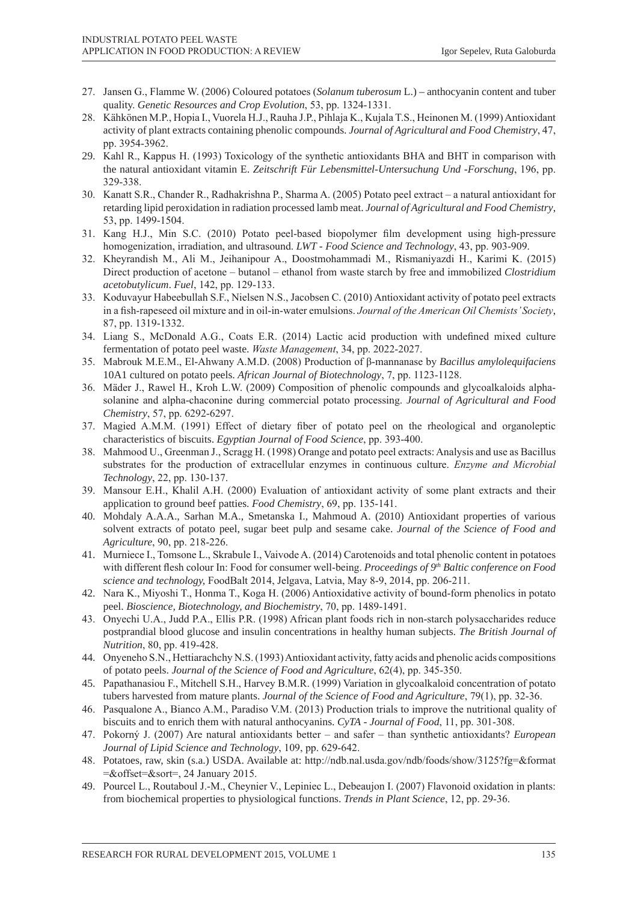27. Jansen G., Flamme W. (2006) Coloured potatoes (*Solanum tuberosum* L.) – anthocyanin content and tuber quality. *Genetic Resources and Crop Evolution*, 53, pp. 1324-1331.
28. Kähkönen M.P., Hopia I., Vuorela H.J., Rauha J.P., Pihlaja K., Kujala T.S., Heinonen M. (1999) Antioxidant activity of plant extracts containing phenolic compounds. *Journal of Agricultural and Food Chemistry*, 47, pp. 3954-3962.
29. Kahl R., Kappus H. (1993) Toxicology of the synthetic antioxidants BHA and BHT in comparison with the natural antioxidant vitamin E. *Zeitschrift Für Lebensmittel-Untersuchung Und -Forschung*, 196, pp. 329-338.
30. Kanatt S.R., Chander R., Radhakrishna P., Sharma A. (2005) Potato peel extract – a natural antioxidant for retarding lipid peroxidation in radiation processed lamb meat. *Journal of Agricultural and Food Chemistry*, 53, pp. 1499-1504.
31. Kang H.J., Min S.C. (2010) Potato peel-based biopolymer film development using high-pressure homogenization, irradiation, and ultrasound. *LWT - Food Science and Technology*, 43, pp. 903-909.
32. Kheyrandish M., Ali M., Jeihanipour A., Doostmohammadi M., Rismaniyazdi H., Karimi K. (2015) Direct production of acetone – butanol – ethanol from waste starch by free and immobilized *Clostridium acetobutylicum*. *Fuel*, 142, pp. 129-133.
33. Koduvayur Habeebullah S.F., Nielsen N.S., Jacobsen C. (2010) Antioxidant activity of potato peel extracts in a fish-rapeseed oil mixture and in oil-in-water emulsions. *Journal of the American Oil Chemists' Society*, 87, pp. 1319-1332.
34. Liang S., McDonald A.G., Coats E.R. (2014) Lactic acid production with undefined mixed culture fermentation of potato peel waste. *Waste Management*, 34, pp. 2022-2027.
35. Mabrouk M.E.M., El-Ahwany A.M.D. (2008) Production of β-mannanase by *Bacillus amylolequifaciens* 10A1 cultured on potato peels. *African Journal of Biotechnology*, 7, pp. 1123-1128.
36. Mäder J., Rawel H., Kroh L.W. (2009) Composition of phenolic compounds and glycoalkaloids alpha-solanine and alpha-chaconine during commercial potato processing. *Journal of Agricultural and Food Chemistry*, 57, pp. 6292-6297.
37. Magied A.M.M. (1991) Effect of dietary fiber of potato peel on the rheological and organoleptic characteristics of biscuits. *Egyptian Journal of Food Science*, pp. 393-400.
38. Mahmood U., Greenman J., Scragg H. (1998) Orange and potato peel extracts: Analysis and use as Bacillus substrates for the production of extracellular enzymes in continuous culture. *Enzyme and Microbial Technology*, 22, pp. 130-137.
39. Mansour E.H., Khalil A.H. (2000) Evaluation of antioxidant activity of some plant extracts and their application to ground beef patties. *Food Chemistry*, 69, pp. 135-141.
40. Mohdaly A.A.A., Sarhan M.A., Smetanska I., Mahmoud A. (2010) Antioxidant properties of various solvent extracts of potato peel, sugar beet pulp and sesame cake. *Journal of the Science of Food and Agriculture*, 90, pp. 218-226.
41. Murniece I., Tomsone L., Skrabule I., Vaivode A. (2014) Carotenoids and total phenolic content in potatoes with different flesh colour In: Food for consumer well-being. *Proceedings of 9th Baltic conference on Food science and technology,* FoodBalt 2014, Jelgava, Latvia, May 8-9, 2014, pp. 206-211.
42. Nara K., Miyoshi T., Honma T., Koga H. (2006) Antioxidative activity of bound-form phenolics in potato peel. *Bioscience, Biotechnology, and Biochemistry*, 70, pp. 1489-1491.
43. Onyechi U.A., Judd P.A., Ellis P.R. (1998) African plant foods rich in non-starch polysaccharides reduce postprandial blood glucose and insulin concentrations in healthy human subjects. *The British Journal of Nutrition*, 80, pp. 419-428.
44. Onyeneho S.N., Hettiarachchy N.S. (1993) Antioxidant activity, fatty acids and phenolic acids compositions of potato peels. *Journal of the Science of Food and Agriculture*, 62(4), pp. 345-350.
45. Papathanasiou F., Mitchell S.H., Harvey B.M.R. (1999) Variation in glycoalkaloid concentration of potato tubers harvested from mature plants. *Journal of the Science of Food and Agriculture*, 79(1), pp. 32-36.
46. Pasqualone A., Bianco A.M., Paradiso V.M. (2013) Production trials to improve the nutritional quality of biscuits and to enrich them with natural anthocyanins. *CyTA - Journal of Food*, 11, pp. 301-308.
47. Pokorný J. (2007) Are natural antioxidants better – and safer – than synthetic antioxidants? *European Journal of Lipid Science and Technology*, 109, pp. 629-642.
48. Potatoes, raw, skin (s.a.) USDA. Available at: http://ndb.nal.usda.gov/ndb/foods/show/3125?fg=&format=&offset=&sort=, 24 January 2015.
49. Pourcel L., Routaboul J.-M., Cheynier V., Lepiniec L., Debeaujon I. (2007) Flavonoid oxidation in plants: from biochemical properties to physiological functions. *Trends in Plant Science*, 12, pp. 29-36.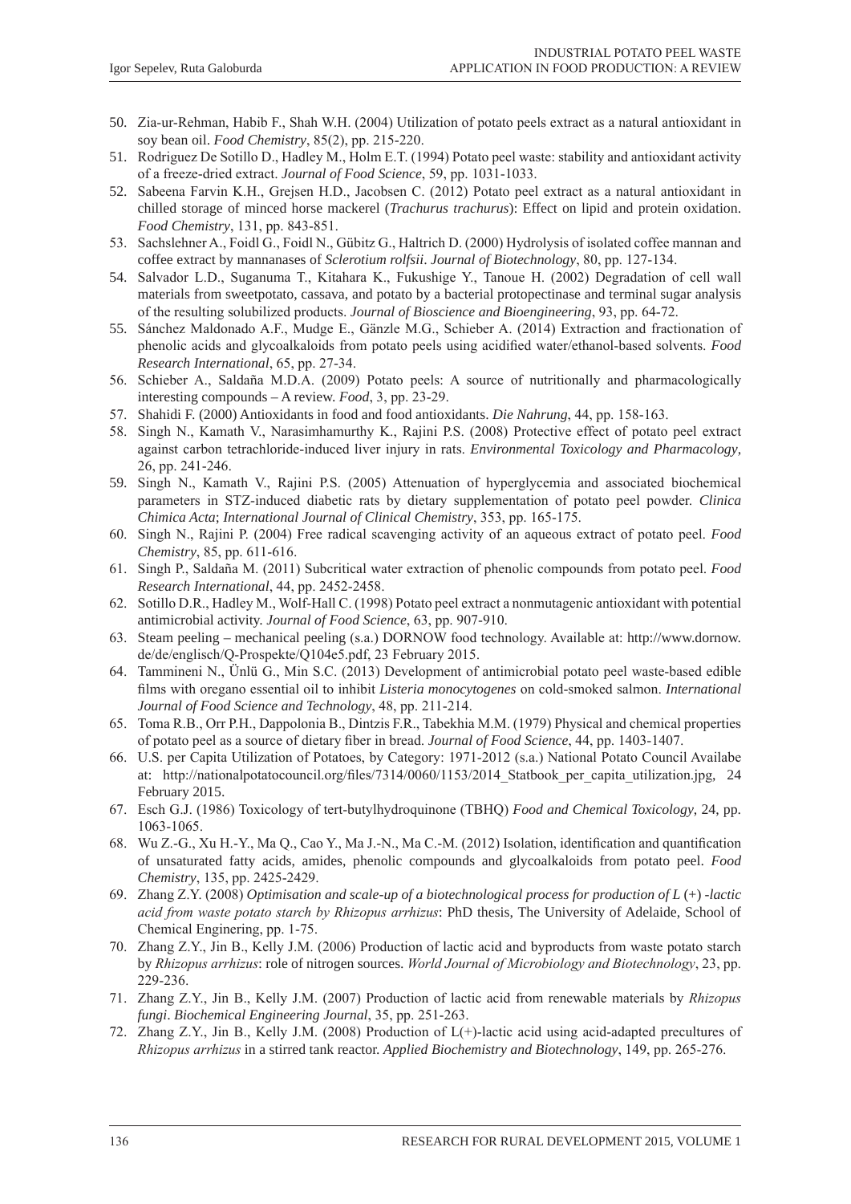50. Zia-ur-Rehman, Habib F., Shah W.H. (2004) Utilization of potato peels extract as a natural antioxidant in soy bean oil. *Food Chemistry*, 85(2), pp. 215-220.
51. Rodriguez De Sotillo D., Hadley M., Holm E.T. (1994) Potato peel waste: stability and antioxidant activity of a freeze-dried extract. *Journal of Food Science*, 59, pp. 1031-1033.
52. Sabeena Farvin K.H., Grejsen H.D., Jacobsen C. (2012) Potato peel extract as a natural antioxidant in chilled storage of minced horse mackerel (*Trachurus trachurus*): Effect on lipid and protein oxidation. *Food Chemistry*, 131, pp. 843-851.
53. Sachslehner A., Foidl G., Foidl N., Gübitz G., Haltrich D. (2000) Hydrolysis of isolated coffee mannan and coffee extract by mannanases of *Sclerotium rolfsii*. *Journal of Biotechnology*, 80, pp. 127-134.
54. Salvador L.D., Suganuma T., Kitahara K., Fukushige Y., Tanoue H. (2002) Degradation of cell wall materials from sweetpotato, cassava, and potato by a bacterial protopectinase and terminal sugar analysis of the resulting solubilized products. *Journal of Bioscience and Bioengineering*, 93, pp. 64-72.
55. Sánchez Maldonado A.F., Mudge E., Gänzle M.G., Schieber A. (2014) Extraction and fractionation of phenolic acids and glycoalkaloids from potato peels using acidified water/ethanol-based solvents. *Food Research International*, 65, pp. 27-34.
56. Schieber A., Saldaña M.D.A. (2009) Potato peels: A source of nutritionally and pharmacologically interesting compounds – A review. *Food*, 3, pp. 23-29.
57. Shahidi F. (2000) Antioxidants in food and food antioxidants. *Die Nahrung*, 44, pp. 158-163.
58. Singh N., Kamath V., Narasimhamurthy K., Rajini P.S. (2008) Protective effect of potato peel extract against carbon tetrachloride-induced liver injury in rats. *Environmental Toxicology and Pharmacology*, 26, pp. 241-246.
59. Singh N., Kamath V., Rajini P.S. (2005) Attenuation of hyperglycemia and associated biochemical parameters in STZ-induced diabetic rats by dietary supplementation of potato peel powder. *Clinica Chimica Acta*; *International Journal of Clinical Chemistry*, 353, pp. 165-175.
60. Singh N., Rajini P. (2004) Free radical scavenging activity of an aqueous extract of potato peel. *Food Chemistry*, 85, pp. 611-616.
61. Singh P., Saldaña M. (2011) Subcritical water extraction of phenolic compounds from potato peel. *Food Research International*, 44, pp. 2452-2458.
62. Sotillo D.R., Hadley M., Wolf-Hall C. (1998) Potato peel extract a nonmutagenic antioxidant with potential antimicrobial activity. *Journal of Food Science*, 63, pp. 907-910.
63. Steam peeling – mechanical peeling (s.a.) DORNOW food technology. Available at: http://www.dornow.de/de/englisch/Q-Prospekte/Q104e5.pdf, 23 February 2015.
64. Tammineni N., Ünlü G., Min S.C. (2013) Development of antimicrobial potato peel waste-based edible films with oregano essential oil to inhibit *Listeria monocytogenes* on cold-smoked salmon. *International Journal of Food Science and Technology*, 48, pp. 211-214.
65. Toma R.B., Orr P.H., Dappolonia B., Dintzis F.R., Tabekhia M.M. (1979) Physical and chemical properties of potato peel as a source of dietary fiber in bread. *Journal of Food Science*, 44, pp. 1403-1407.
66. U.S. per Capita Utilization of Potatoes, by Category: 1971-2012 (s.a.) National Potato Council Availabe at: http://nationalpotatocouncil.org/files/7314/0060/1153/2014_Statbook_per_capita_utilization.jpg, 24 February 2015.
67. Esch G.J. (1986) Toxicology of tert-butylhydroquinone (TBHQ) *Food and Chemical Toxicology*, 24, pp. 1063-1065.
68. Wu Z.-G., Xu H.-Y., Ma Q., Cao Y., Ma J.-N., Ma C.-M. (2012) Isolation, identification and quantification of unsaturated fatty acids, amides, phenolic compounds and glycoalkaloids from potato peel. *Food Chemistry*, 135, pp. 2425-2429.
69. Zhang Z.Y. (2008) *Optimisation and scale-up of a biotechnological process for production of L (+) -lactic acid from waste potato starch by Rhizopus arrhizus*: PhD thesis, The University of Adelaide, School of Chemical Enginering, pp. 1-75.
70. Zhang Z.Y., Jin B., Kelly J.M. (2006) Production of lactic acid and byproducts from waste potato starch by *Rhizopus arrhizus*: role of nitrogen sources. *World Journal of Microbiology and Biotechnology*, 23, pp. 229-236.
71. Zhang Z.Y., Jin B., Kelly J.M. (2007) Production of lactic acid from renewable materials by *Rhizopus fungi*. *Biochemical Engineering Journal*, 35, pp. 251-263.
72. Zhang Z.Y., Jin B., Kelly J.M. (2008) Production of L(+)-lactic acid using acid-adapted precultures of *Rhizopus arrhizus* in a stirred tank reactor. *Applied Biochemistry and Biotechnology*, 149, pp. 265-276.